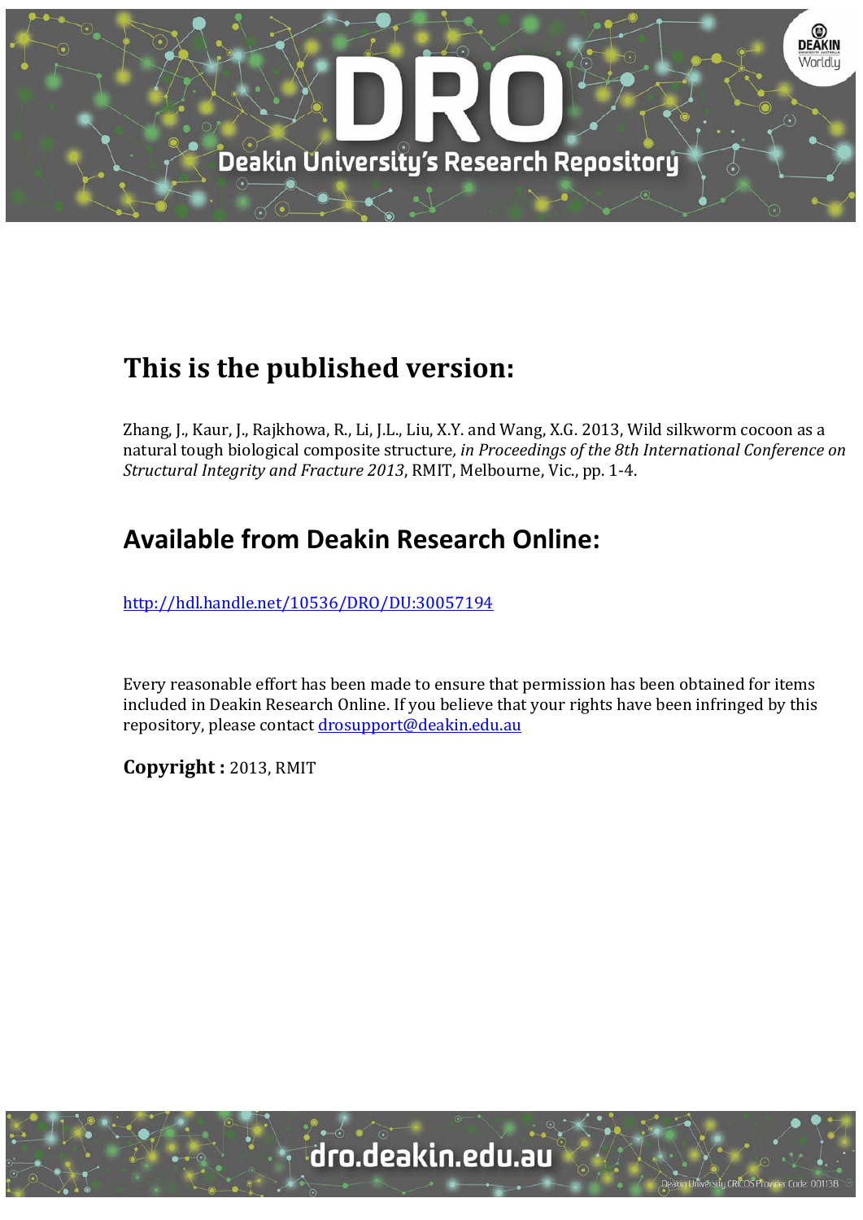# This is the published version:

Zhang, J., Kaur, J., Rajkhowa, R., Li, J.L., Liu, X.Y. and Wang, X.G. 2013, Wild silkworm cocoon as a natural tough biological composite structure*, in Proceedings of the 8th International Conference on Structural Integrity and Fracture 2013*, RMIT, Melbourne, Vic., pp. 1-4.

## Available from Deakin Research Online:

http://hdl.handle.net/10536/DRO/DU:30057194

Every reasonable effort has been made to ensure that permission has been obtained for items included in Deakin Research Online. If you believe that your rights have been infringed by this repository, please contact drosupport@deakin.edu.au

**Copyright :** 2013, RMIT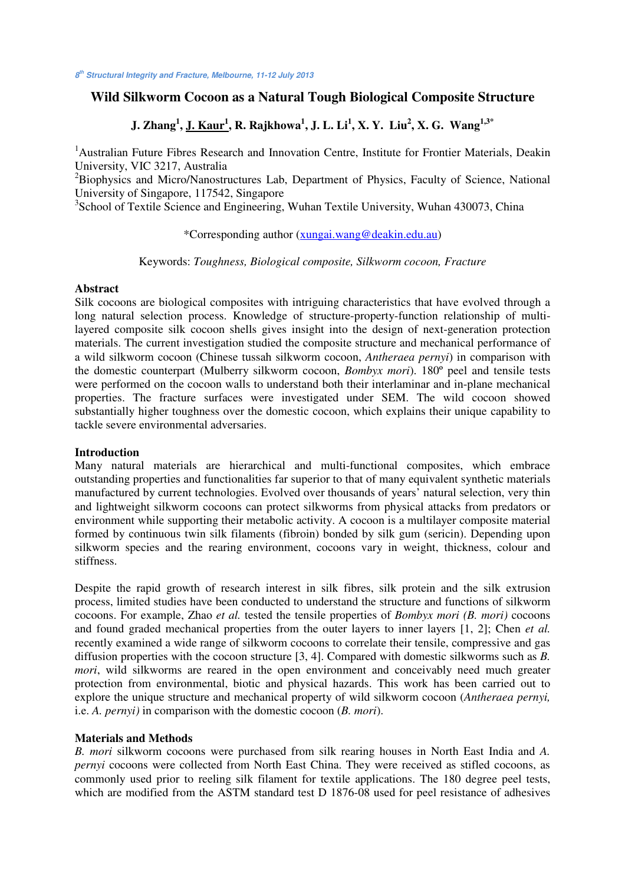# Wild Silkworm Cocoon as a Natural Tough Biological Composite Structure

**J. Zhang[1], J. Kaur[1], R. Rajkhowa[1], J. L. Li[1], X. Y. Liu[2], X. G. Wang[1,3*]**

[1]Australian Future Fibres Research and Innovation Centre, Institute for Frontier Materials, Deakin University, VIC 3217, Australia
[2]Biophysics and Micro/Nanostructures Lab, Department of Physics, Faculty of Science, National University of Singapore, 117542, Singapore
[3]School of Textile Science and Engineering, Wuhan Textile University, Wuhan 430073, China

*Corresponding author (xungai.wang@deakin.edu.au)

Keywords: *Toughness, Biological composite, Silkworm cocoon, Fracture*

## Abstract

Silk cocoons are biological composites with intriguing characteristics that have evolved through a long natural selection process. Knowledge of structure-property-function relationship of multi-layered composite silk cocoon shells gives insight into the design of next-generation protection materials. The current investigation studied the composite structure and mechanical performance of a wild silkworm cocoon (Chinese tussah silkworm cocoon, *Antheraea pernyi*) in comparison with the domestic counterpart (Mulberry silkworm cocoon, *Bombyx mori*). 180º peel and tensile tests were performed on the cocoon walls to understand both their interlaminar and in-plane mechanical properties. The fracture surfaces were investigated under SEM. The wild cocoon showed substantially higher toughness over the domestic cocoon, which explains their unique capability to tackle severe environmental adversaries.

## Introduction

Many natural materials are hierarchical and multi-functional composites, which embrace outstanding properties and functionalities far superior to that of many equivalent synthetic materials manufactured by current technologies. Evolved over thousands of years' natural selection, very thin and lightweight silkworm cocoons can protect silkworms from physical attacks from predators or environment while supporting their metabolic activity. A cocoon is a multilayer composite material formed by continuous twin silk filaments (fibroin) bonded by silk gum (sericin). Depending upon silkworm species and the rearing environment, cocoons vary in weight, thickness, colour and stiffness.

Despite the rapid growth of research interest in silk fibres, silk protein and the silk extrusion process, limited studies have been conducted to understand the structure and functions of silkworm cocoons. For example, Zhao *et al.* tested the tensile properties of *Bombyx mori (B. mori)* cocoons and found graded mechanical properties from the outer layers to inner layers [1, 2]; Chen *et al.* recently examined a wide range of silkworm cocoons to correlate their tensile, compressive and gas diffusion properties with the cocoon structure [3, 4]. Compared with domestic silkworms such as *B. mori*, wild silkworms are reared in the open environment and conceivably need much greater protection from environmental, biotic and physical hazards. This work has been carried out to explore the unique structure and mechanical property of wild silkworm cocoon (*Antheraea pernyi,* i.e. *A. pernyi)* in comparison with the domestic cocoon (*B. mori*).

## Materials and Methods

*B. mori* silkworm cocoons were purchased from silk rearing houses in North East India and *A. pernyi* cocoons were collected from North East China. They were received as stifled cocoons, as commonly used prior to reeling silk filament for textile applications. The 180 degree peel tests, which are modified from the ASTM standard test D 1876-08 used for peel resistance of adhesives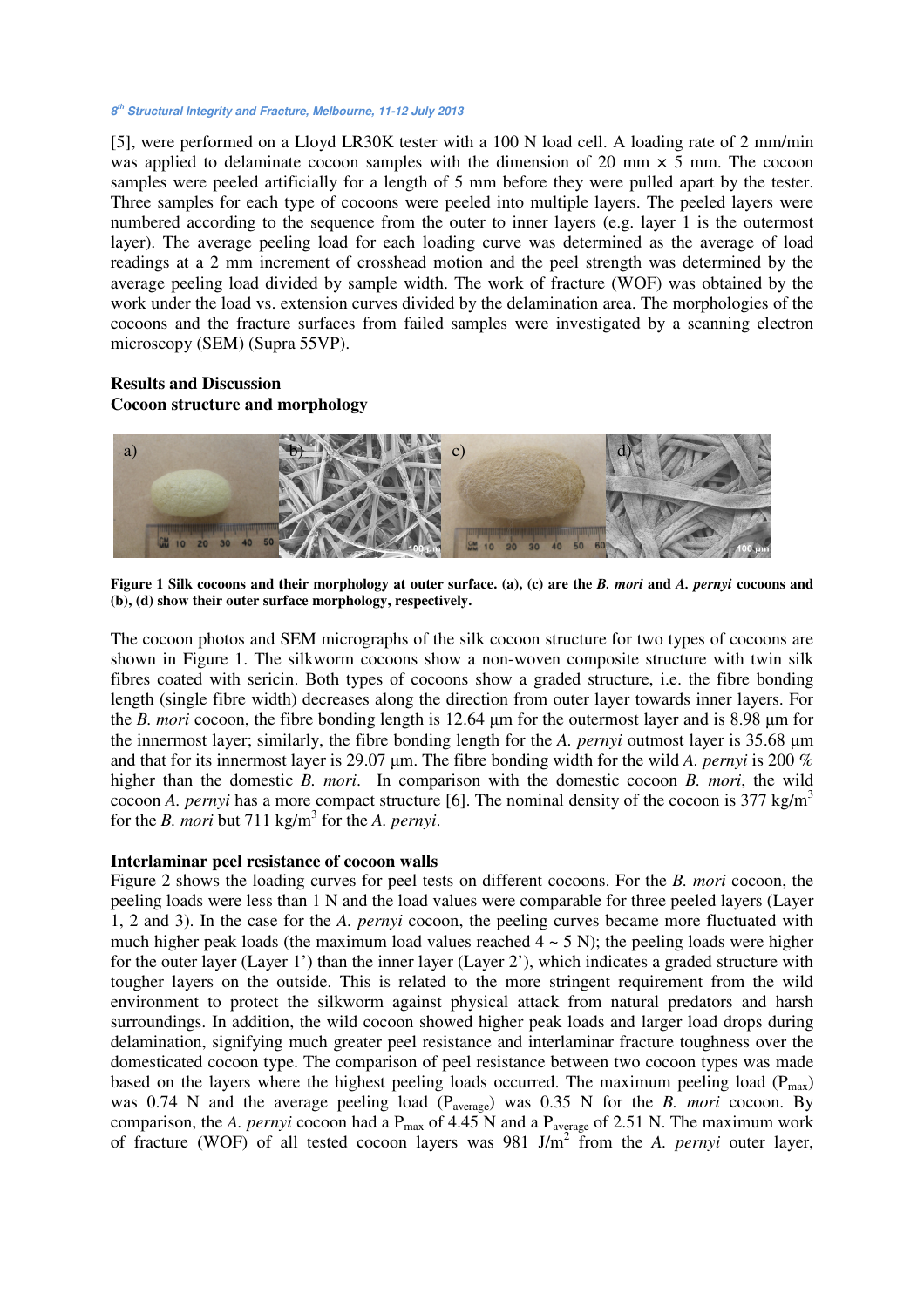[5], were performed on a Lloyd LR30K tester with a 100 N load cell. A loading rate of 2 mm/min was applied to delaminate cocoon samples with the dimension of 20 mm × 5 mm. The cocoon samples were peeled artificially for a length of 5 mm before they were pulled apart by the tester. Three samples for each type of cocoons were peeled into multiple layers. The peeled layers were numbered according to the sequence from the outer to inner layers (e.g. layer 1 is the outermost layer). The average peeling load for each loading curve was determined as the average of load readings at a 2 mm increment of crosshead motion and the peel strength was determined by the average peeling load divided by sample width. The work of fracture (WOF) was obtained by the work under the load vs. extension curves divided by the delamination area. The morphologies of the cocoons and the fracture surfaces from failed samples were investigated by a scanning electron microscopy (SEM) (Supra 55VP).

## Results and Discussion

### Cocoon structure and morphology

**Figure 1 Silk cocoons and their morphology at outer surface. (a), (c) are the *B. mori* and *A. pernyi* cocoons and (b), (d) show their outer surface morphology, respectively.**

The cocoon photos and SEM micrographs of the silk cocoon structure for two types of cocoons are shown in Figure 1. The silkworm cocoons show a non-woven composite structure with twin silk fibres coated with sericin. Both types of cocoons show a graded structure, i.e. the fibre bonding length (single fibre width) decreases along the direction from outer layer towards inner layers. For the *B. mori* cocoon, the fibre bonding length is 12.64 µm for the outermost layer and is 8.98 µm for the innermost layer; similarly, the fibre bonding length for the *A. pernyi* outmost layer is 35.68 µm and that for its innermost layer is 29.07 µm. The fibre bonding width for the wild *A. pernyi* is 200 % higher than the domestic *B. mori*. In comparison with the domestic cocoon *B. mori*, the wild cocoon *A. pernyi* has a more compact structure [6]. The nominal density of the cocoon is 377 kg/m$^3$ for the *B. mori* but 711 kg/m$^3$ for the *A. pernyi*.

### Interlaminar peel resistance of cocoon walls

Figure 2 shows the loading curves for peel tests on different cocoons. For the *B. mori* cocoon, the peeling loads were less than 1 N and the load values were comparable for three peeled layers (Layer 1, 2 and 3). In the case for the *A. pernyi* cocoon, the peeling curves became more fluctuated with much higher peak loads (the maximum load values reached 4 ~ 5 N); the peeling loads were higher for the outer layer (Layer 1') than the inner layer (Layer 2'), which indicates a graded structure with tougher layers on the outside. This is related to the more stringent requirement from the wild environment to protect the silkworm against physical attack from natural predators and harsh surroundings. In addition, the wild cocoon showed higher peak loads and larger load drops during delamination, signifying much greater peel resistance and interlaminar fracture toughness over the domesticated cocoon type. The comparison of peel resistance between two cocoon types was made based on the layers where the highest peeling loads occurred. The maximum peeling load ($P_{max}$) was 0.74 N and the average peeling load ($P_{average}$) was 0.35 N for the *B. mori* cocoon. By comparison, the *A. pernyi* cocoon had a $P_{max}$ of 4.45 N and a $P_{average}$ of 2.51 N. The maximum work of fracture (WOF) of all tested cocoon layers was 981 J/m$^2$ from the *A. pernyi* outer layer,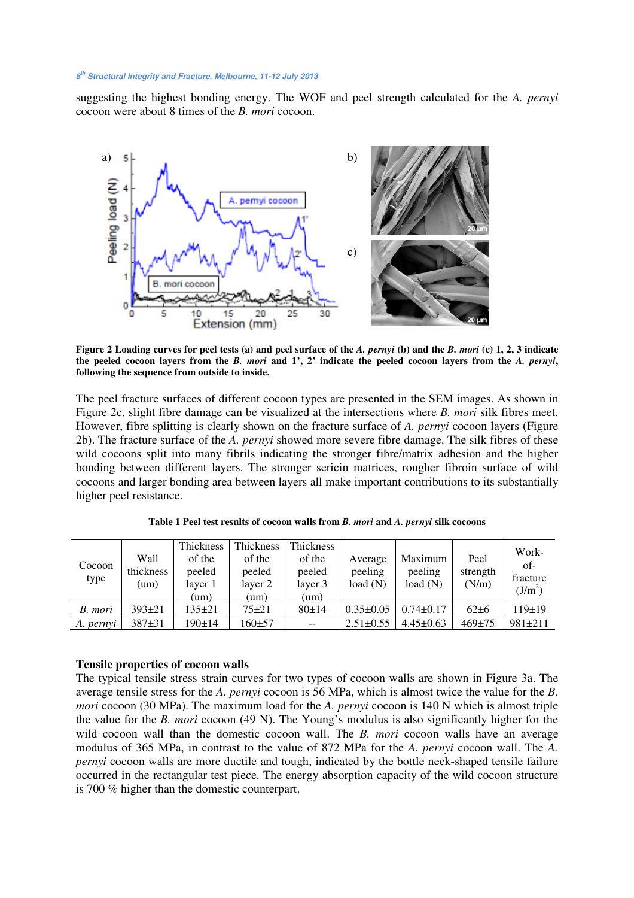suggesting the highest bonding energy. The WOF and peel strength calculated for the *A. pernyi* cocoon were about 8 times of the *B. mori* cocoon.

**Figure 2 Loading curves for peel tests (a) and peel surface of the *A. pernyi* (b) and the *B. mori* (c) 1, 2, 3 indicate the peeled cocoon layers from the *B. mori* and 1', 2' indicate the peeled cocoon layers from the *A. pernyi*, following the sequence from outside to inside.**

The peel fracture surfaces of different cocoon types are presented in the SEM images. As shown in Figure 2c, slight fibre damage can be visualized at the intersections where *B. mori* silk fibres meet. However, fibre splitting is clearly shown on the fracture surface of *A. pernyi* cocoon layers (Figure 2b). The fracture surface of the *A. pernyi* showed more severe fibre damage. The silk fibres of these wild cocoons split into many fibrils indicating the stronger fibre/matrix adhesion and the higher bonding between different layers. The stronger sericin matrices, rougher fibroin surface of wild cocoons and larger bonding area between layers all make important contributions to its substantially higher peel resistance.

**Table 1 Peel test results of cocoon walls from *B. mori* and *A. pernyi* silk cocoons**

| Cocoon type | Wall thickness (um) | Thickness of the peeled layer 1 (um) | Thickness of the peeled layer 2 (um) | Thickness of the peeled layer 3 (um) | Average peeling load (N) | Maximum peeling load (N) | Peel strength (N/m) | Work-of-fracture (J/m$^2$) |
|---|---|---|---|---|---|---|---|---|
| *B. mori* | 393±21 | 135±21 | 75±21 | 80±14 | 0.35±0.05 | 0.74±0.17 | 62±6 | 119±19 |
| *A. pernyi* | 387±31 | 190±14 | 160±57 | -- | 2.51±0.55 | 4.45±0.63 | 469±75 | 981±211 |

### Tensile properties of cocoon walls

The typical tensile stress strain curves for two types of cocoon walls are shown in Figure 3a. The average tensile stress for the *A. pernyi* cocoon is 56 MPa, which is almost twice the value for the *B. mori* cocoon (30 MPa). The maximum load for the *A. pernyi* cocoon is 140 N which is almost triple the value for the *B. mori* cocoon (49 N). The Young's modulus is also significantly higher for the wild cocoon wall than the domestic cocoon wall. The *B. mori* cocoon walls have an average modulus of 365 MPa, in contrast to the value of 872 MPa for the *A. pernyi* cocoon wall. The *A. pernyi* cocoon walls are more ductile and tough, indicated by the bottle neck-shaped tensile failure occurred in the rectangular test piece. The energy absorption capacity of the wild cocoon structure is 700 % higher than the domestic counterpart.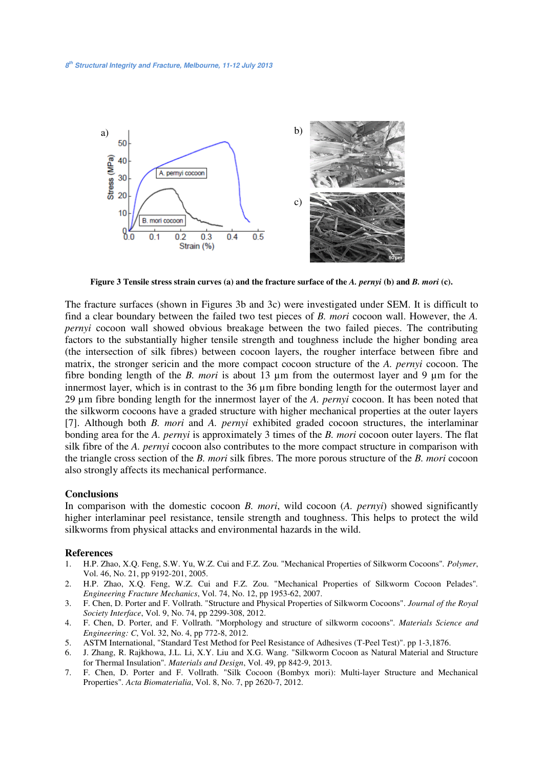a)

50
40
30
20
10
0
Stress (MPa)

A. pernyi cocoon

B. mori cocoon

0.0 0.1 0.2 0.3 0.4 0.5
Strain (%)

b)

50 µm

c)

50 µm

**Figure 3 Tensile stress strain curves (a) and the fracture surface of the *A. pernyi* (b) and *B. mori* (c).**

The fracture surfaces (shown in Figures 3b and 3c) were investigated under SEM. It is difficult to find a clear boundary between the failed two test pieces of *B. mori* cocoon wall. However, the *A. pernyi* cocoon wall showed obvious breakage between the two failed pieces. The contributing factors to the substantially higher tensile strength and toughness include the higher bonding area (the intersection of silk fibres) between cocoon layers, the rougher interface between fibre and matrix, the stronger sericin and the more compact cocoon structure of the *A. pernyi* cocoon. The fibre bonding length of the *B. mori* is about 13 µm from the outermost layer and 9 µm for the innermost layer, which is in contrast to the 36 µm fibre bonding length for the outermost layer and 29 µm fibre bonding length for the innermost layer of the *A. pernyi* cocoon. It has been noted that the silkworm cocoons have a graded structure with higher mechanical properties at the outer layers [7]. Although both *B. mori* and *A. pernyi* exhibited graded cocoon structures, the interlaminar bonding area for the *A. pernyi* is approximately 3 times of the *B. mori* cocoon outer layers. The flat silk fibre of the *A. pernyi* cocoon also contributes to the more compact structure in comparison with the triangle cross section of the *B. mori* silk fibres. The more porous structure of the *B. mori* cocoon also strongly affects its mechanical performance.

## Conclusions

In comparison with the domestic cocoon *B. mori*, wild cocoon (*A. pernyi*) showed significantly higher interlaminar peel resistance, tensile strength and toughness. This helps to protect the wild silkworms from physical attacks and environmental hazards in the wild.

## References

1. H.P. Zhao, X.Q. Feng, S.W. Yu, W.Z. Cui and F.Z. Zou. "Mechanical Properties of Silkworm Cocoons". *Polymer*, Vol. 46, No. 21, pp 9192-201, 2005.
2. H.P. Zhao, X.Q. Feng, W.Z. Cui and F.Z. Zou. "Mechanical Properties of Silkworm Cocoon Pelades". *Engineering Fracture Mechanics*, Vol. 74, No. 12, pp 1953-62, 2007.
3. F. Chen, D. Porter and F. Vollrath. "Structure and Physical Properties of Silkworm Cocoons". *Journal of the Royal Society Interface*, Vol. 9, No. 74, pp 2299-308, 2012.
4. F. Chen, D. Porter, and F. Vollrath. "Morphology and structure of silkworm cocoons". *Materials Science and Engineering: C*, Vol. 32, No. 4, pp 772-8, 2012.
5. ASTM International, "Standard Test Method for Peel Resistance of Adhesives (T-Peel Test)". pp 1-3,1876.
6. J. Zhang, R. Rajkhowa, J.L. Li, X.Y. Liu and X.G. Wang. "Silkworm Cocoon as Natural Material and Structure for Thermal Insulation". *Materials and Design*, Vol. 49, pp 842-9, 2013.
7. F. Chen, D. Porter and F. Vollrath. "Silk Cocoon (Bombyx mori): Multi-layer Structure and Mechanical Properties". *Acta Biomaterialia*, Vol. 8, No. 7, pp 2620-7, 2012.